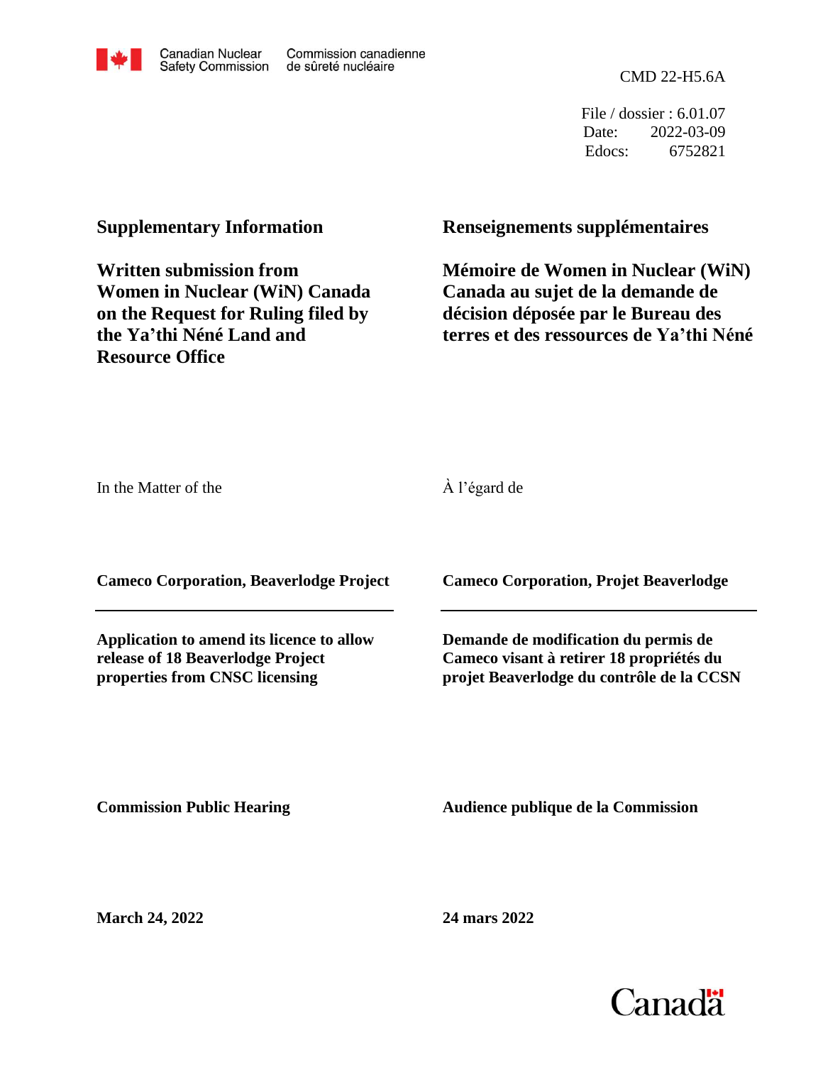Canadian Nuclear Safety Commission / Commission canadienne de sûreté nucléaire

CMD 22-H5.6A

File / dossier : 6.01.07
Date: 2022-03-09
Edocs: 6752821

**Supplementary Information**

**Written submission from Women in Nuclear (WiN) Canada on the Request for Ruling filed by the Ya'thi Néné Land and Resource Office**

**Renseignements supplémentaires**

**Mémoire de Women in Nuclear (WiN) Canada au sujet de la demande de décision déposée par le Bureau des terres et des ressources de Ya'thi Néné**

In the Matter of the

À l'égard de

**Cameco Corporation, Beaverlodge Project**

**Cameco Corporation, Projet Beaverlodge**

**Application to amend its licence to allow release of 18 Beaverlodge Project properties from CNSC licensing**

**Demande de modification du permis de Cameco visant à retirer 18 propriétés du projet Beaverlodge du contrôle de la CCSN**

**Commission Public Hearing**

**Audience publique de la Commission**

**March 24, 2022**

**24 mars 2022**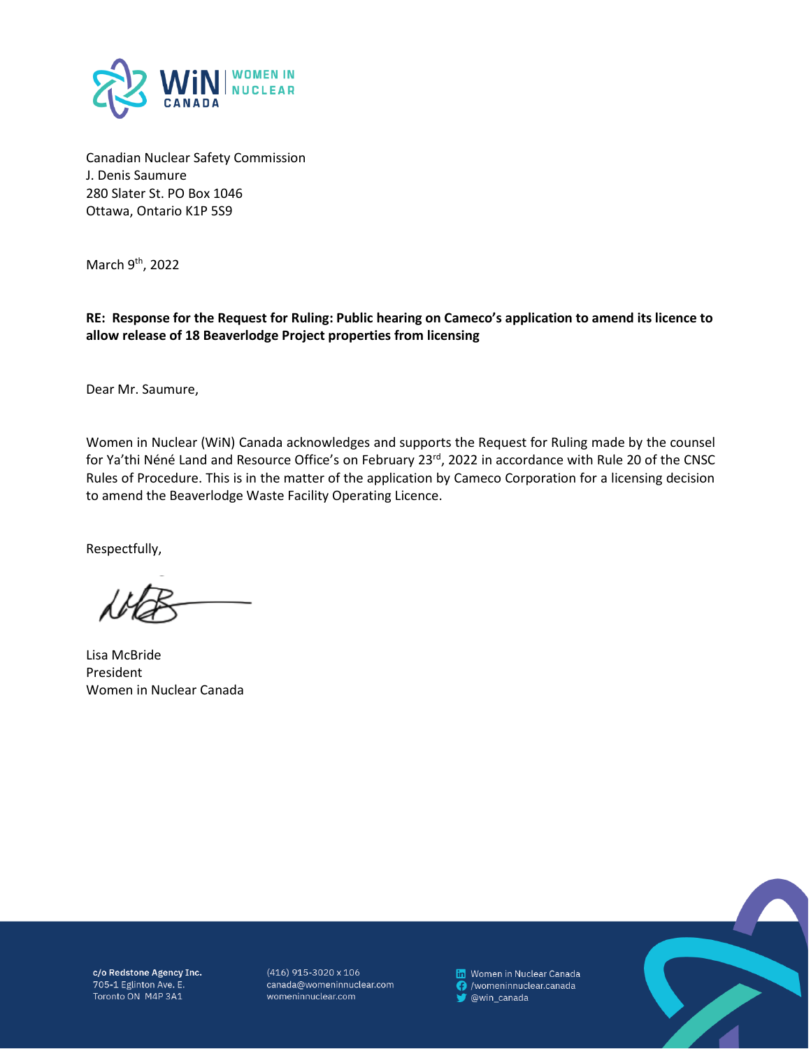Canadian Nuclear Safety Commission
J. Denis Saumure
280 Slater St. PO Box 1046
Ottawa, Ontario K1P 5S9

March 9th, 2022

**RE: Response for the Request for Ruling: Public hearing on Cameco's application to amend its licence to allow release of 18 Beaverlodge Project properties from licensing**

Dear Mr. Saumure,

Women in Nuclear (WiN) Canada acknowledges and supports the Request for Ruling made by the counsel for Ya'thi Néné Land and Resource Office's on February 23rd, 2022 in accordance with Rule 20 of the CNSC Rules of Procedure. This is in the matter of the application by Cameco Corporation for a licensing decision to amend the Beaverlodge Waste Facility Operating Licence.

Respectfully,

Lisa McBride
President
Women in Nuclear Canada

c/o Redstone Agency Inc.
705-1 Eglinton Ave. E.
Toronto ON M4P 3A1

(416) 915-3020 x 106
canada@womeninnuclear.com
womeninnuclear.com

Women in Nuclear Canada
/womeninnuclear.canada
@win_canada